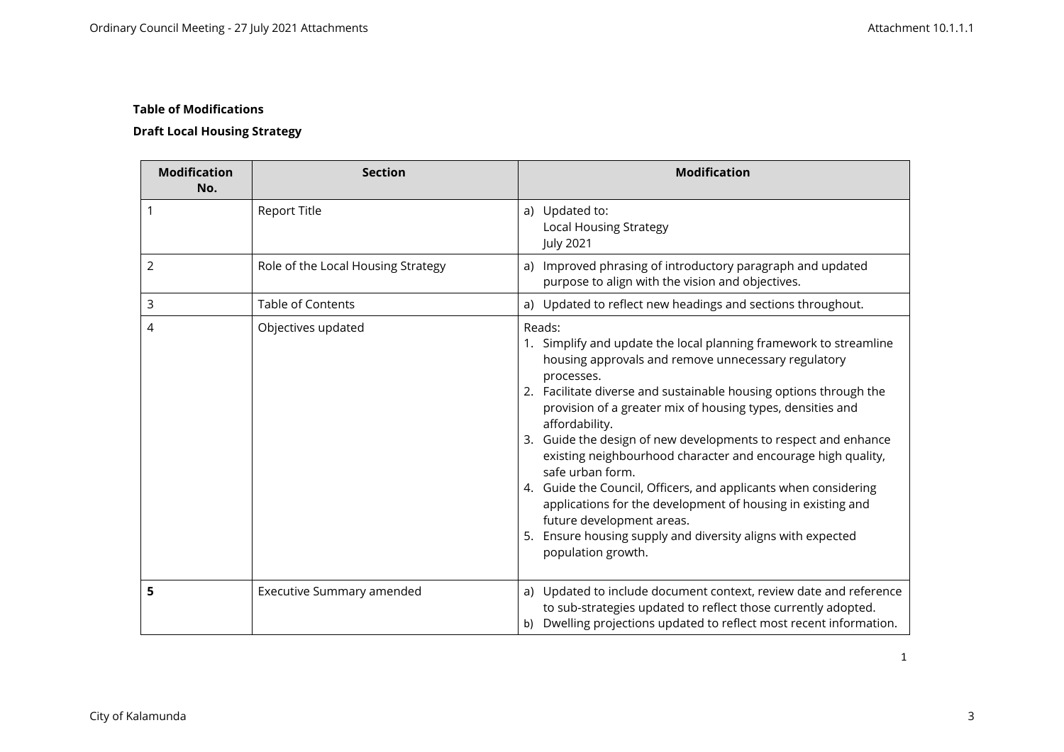**Table of Modifications**

**Draft Local Housing Strategy**

| Modification No. | Section | Modification |
| --- | --- | --- |
| 1 | Report Title | a) Updated to:<br>Local Housing Strategy<br>July 2021 |
| 2 | Role of the Local Housing Strategy | a) Improved phrasing of introductory paragraph and updated purpose to align with the vision and objectives. |
| 3 | Table of Contents | a) Updated to reflect new headings and sections throughout. |
| 4 | Objectives updated | Reads:<br>1. Simplify and update the local planning framework to streamline housing approvals and remove unnecessary regulatory processes.<br>2. Facilitate diverse and sustainable housing options through the provision of a greater mix of housing types, densities and affordability.<br>3. Guide the design of new developments to respect and enhance existing neighbourhood character and encourage high quality, safe urban form.<br>4. Guide the Council, Officers, and applicants when considering applications for the development of housing in existing and future development areas.<br>5. Ensure housing supply and diversity aligns with expected population growth. |
| **5** | Executive Summary amended | a) Updated to include document context, review date and reference to sub-strategies updated to reflect those currently adopted.<br>b) Dwelling projections updated to reflect most recent information. |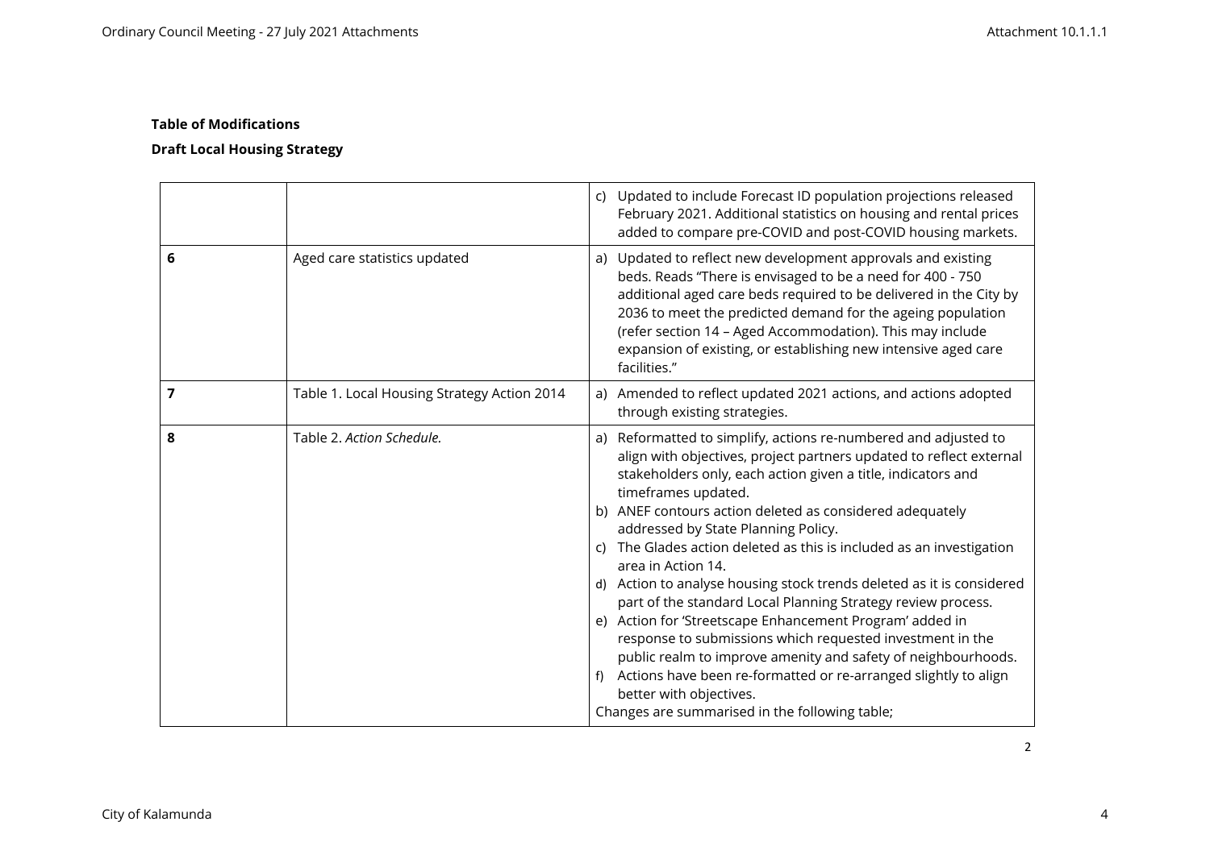**Table of Modifications**

**Draft Local Housing Strategy**

| | | |
|---|---|---|
| | | c) Updated to include Forecast ID population projections released February 2021. Additional statistics on housing and rental prices added to compare pre-COVID and post-COVID housing markets. |
| **6** | Aged care statistics updated | a) Updated to reflect new development approvals and existing beds. Reads "There is envisaged to be a need for 400 - 750 additional aged care beds required to be delivered in the City by 2036 to meet the predicted demand for the ageing population (refer section 14 – Aged Accommodation). This may include expansion of existing, or establishing new intensive aged care facilities." |
| **7** | Table 1. Local Housing Strategy Action 2014 | a) Amended to reflect updated 2021 actions, and actions adopted through existing strategies. |
| **8** | Table 2. *Action Schedule.* | a) Reformatted to simplify, actions re-numbered and adjusted to align with objectives, project partners updated to reflect external stakeholders only, each action given a title, indicators and timeframes updated.<br>b) ANEF contours action deleted as considered adequately addressed by State Planning Policy.<br>c) The Glades action deleted as this is included as an investigation area in Action 14.<br>d) Action to analyse housing stock trends deleted as it is considered part of the standard Local Planning Strategy review process.<br>e) Action for 'Streetscape Enhancement Program' added in response to submissions which requested investment in the public realm to improve amenity and safety of neighbourhoods.<br>f) Actions have been re-formatted or re-arranged slightly to align better with objectives.<br>Changes are summarised in the following table; |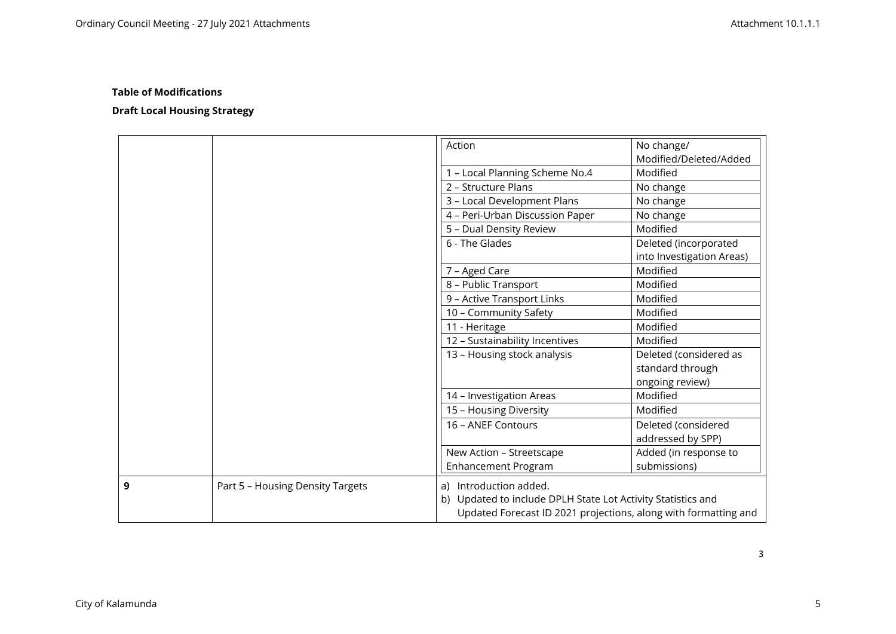**Table of Modifications**

**Draft Local Housing Strategy**

| | | |
|---|---|---|
| | | <table><tr><td>Action</td><td>No change/ Modified/Deleted/Added</td></tr><tr><td>1 – Local Planning Scheme No.4</td><td>Modified</td></tr><tr><td>2 – Structure Plans</td><td>No change</td></tr><tr><td>3 – Local Development Plans</td><td>No change</td></tr><tr><td>4 – Peri-Urban Discussion Paper</td><td>No change</td></tr><tr><td>5 – Dual Density Review</td><td>Modified</td></tr><tr><td>6 - The Glades</td><td>Deleted (incorporated into Investigation Areas)</td></tr><tr><td>7 – Aged Care</td><td>Modified</td></tr><tr><td>8 – Public Transport</td><td>Modified</td></tr><tr><td>9 – Active Transport Links</td><td>Modified</td></tr><tr><td>10 – Community Safety</td><td>Modified</td></tr><tr><td>11 - Heritage</td><td>Modified</td></tr><tr><td>12 – Sustainability Incentives</td><td>Modified</td></tr><tr><td>13 – Housing stock analysis</td><td>Deleted (considered as standard through ongoing review)</td></tr><tr><td>14 – Investigation Areas</td><td>Modified</td></tr><tr><td>15 – Housing Diversity</td><td>Modified</td></tr><tr><td>16 – ANEF Contours</td><td>Deleted (considered addressed by SPP)</td></tr><tr><td>New Action – Streetscape Enhancement Program</td><td>Added (in response to submissions)</td></tr></table> |
| **9** | Part 5 – Housing Density Targets | a) Introduction added.<br>b) Updated to include DPLH State Lot Activity Statistics and Updated Forecast ID 2021 projections, along with formatting and |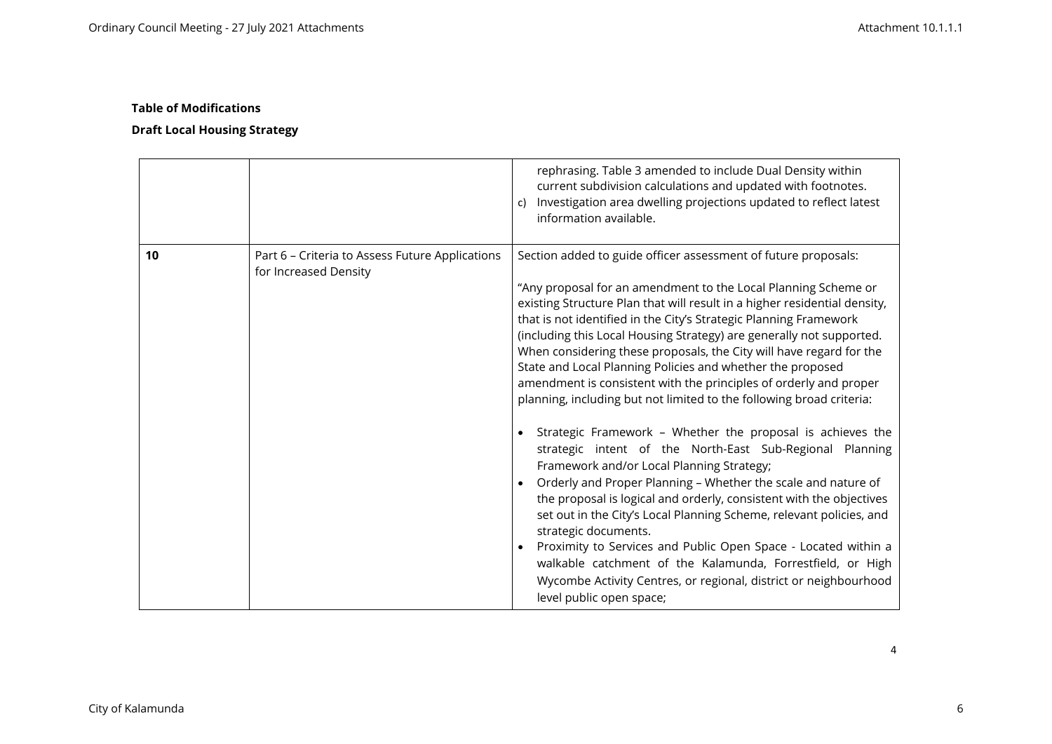**Table of Modifications**

**Draft Local Housing Strategy**

| | | |
|---|---|---|
| | | rephrasing. Table 3 amended to include Dual Density within current subdivision calculations and updated with footnotes.<br>c) Investigation area dwelling projections updated to reflect latest information available. |
| **10** | Part 6 – Criteria to Assess Future Applications for Increased Density | Section added to guide officer assessment of future proposals:<br><br>"Any proposal for an amendment to the Local Planning Scheme or existing Structure Plan that will result in a higher residential density, that is not identified in the City's Strategic Planning Framework (including this Local Housing Strategy) are generally not supported. When considering these proposals, the City will have regard for the State and Local Planning Policies and whether the proposed amendment is consistent with the principles of orderly and proper planning, including but not limited to the following broad criteria:<br><br>• Strategic Framework – Whether the proposal is achieves the strategic intent of the North-East Sub-Regional Planning Framework and/or Local Planning Strategy;<br>• Orderly and Proper Planning – Whether the scale and nature of the proposal is logical and orderly, consistent with the objectives set out in the City's Local Planning Scheme, relevant policies, and strategic documents.<br>• Proximity to Services and Public Open Space - Located within a walkable catchment of the Kalamunda, Forrestfield, or High Wycombe Activity Centres, or regional, district or neighbourhood level public open space; |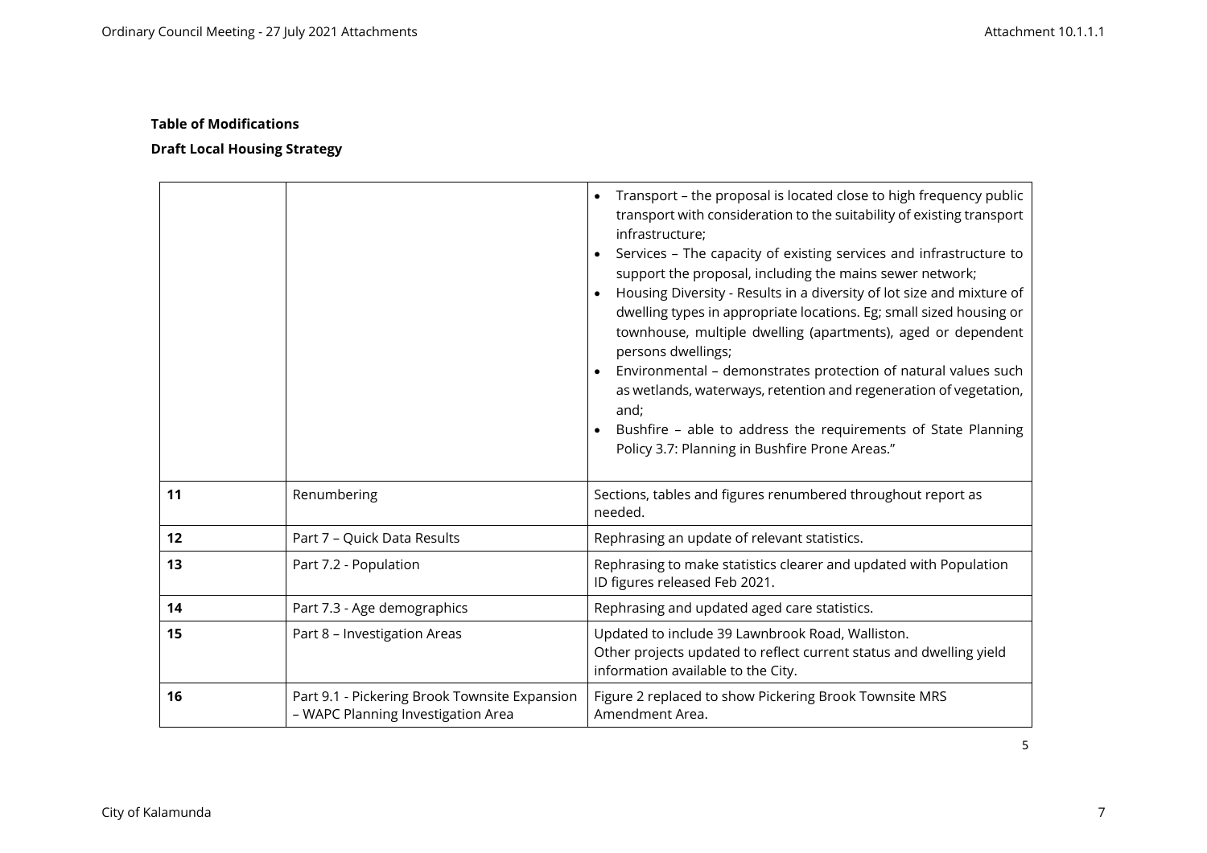**Table of Modifications**

**Draft Local Housing Strategy**

| | | |
|---|---|---|
| | | • Transport – the proposal is located close to high frequency public transport with consideration to the suitability of existing transport infrastructure;<br>• Services – The capacity of existing services and infrastructure to support the proposal, including the mains sewer network;<br>• Housing Diversity - Results in a diversity of lot size and mixture of dwelling types in appropriate locations. Eg; small sized housing or townhouse, multiple dwelling (apartments), aged or dependent persons dwellings;<br>• Environmental – demonstrates protection of natural values such as wetlands, waterways, retention and regeneration of vegetation, and;<br>• Bushfire – able to address the requirements of State Planning Policy 3.7: Planning in Bushfire Prone Areas." |
| **11** | Renumbering | Sections, tables and figures renumbered throughout report as needed. |
| **12** | Part 7 – Quick Data Results | Rephrasing an update of relevant statistics. |
| **13** | Part 7.2 - Population | Rephrasing to make statistics clearer and updated with Population ID figures released Feb 2021. |
| **14** | Part 7.3 - Age demographics | Rephrasing and updated aged care statistics. |
| **15** | Part 8 – Investigation Areas | Updated to include 39 Lawnbrook Road, Walliston.<br>Other projects updated to reflect current status and dwelling yield information available to the City. |
| **16** | Part 9.1 - Pickering Brook Townsite Expansion – WAPC Planning Investigation Area | Figure 2 replaced to show Pickering Brook Townsite MRS Amendment Area. |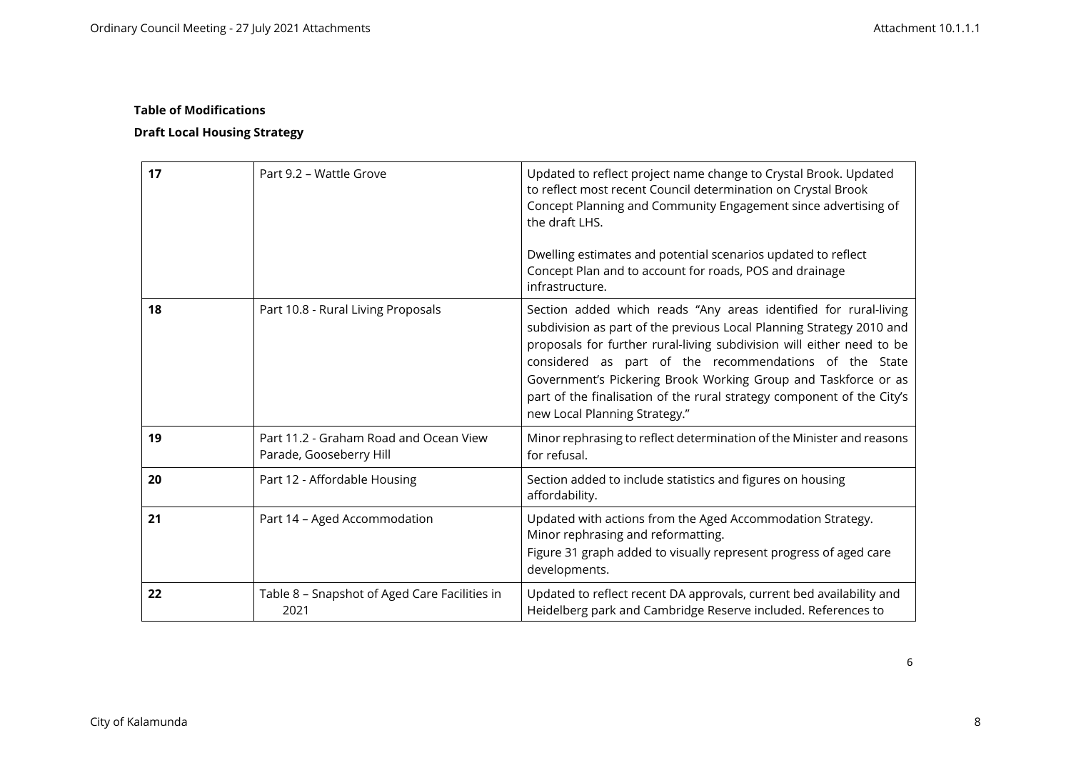**Table of Modifications**

**Draft Local Housing Strategy**

| | | |
|---|---|---|
| **17** | Part 9.2 – Wattle Grove | Updated to reflect project name change to Crystal Brook. Updated to reflect most recent Council determination on Crystal Brook Concept Planning and Community Engagement since advertising of the draft LHS.<br><br>Dwelling estimates and potential scenarios updated to reflect Concept Plan and to account for roads, POS and drainage infrastructure. |
| **18** | Part 10.8 - Rural Living Proposals | Section added which reads "Any areas identified for rural-living subdivision as part of the previous Local Planning Strategy 2010 and proposals for further rural-living subdivision will either need to be considered as part of the recommendations of the State Government's Pickering Brook Working Group and Taskforce or as part of the finalisation of the rural strategy component of the City's new Local Planning Strategy." |
| **19** | Part 11.2 - Graham Road and Ocean View Parade, Gooseberry Hill | Minor rephrasing to reflect determination of the Minister and reasons for refusal. |
| **20** | Part 12 - Affordable Housing | Section added to include statistics and figures on housing affordability. |
| **21** | Part 14 – Aged Accommodation | Updated with actions from the Aged Accommodation Strategy. Minor rephrasing and reformatting.<br>Figure 31 graph added to visually represent progress of aged care developments. |
| **22** | Table 8 – Snapshot of Aged Care Facilities in 2021 | Updated to reflect recent DA approvals, current bed availability and Heidelberg park and Cambridge Reserve included. References to |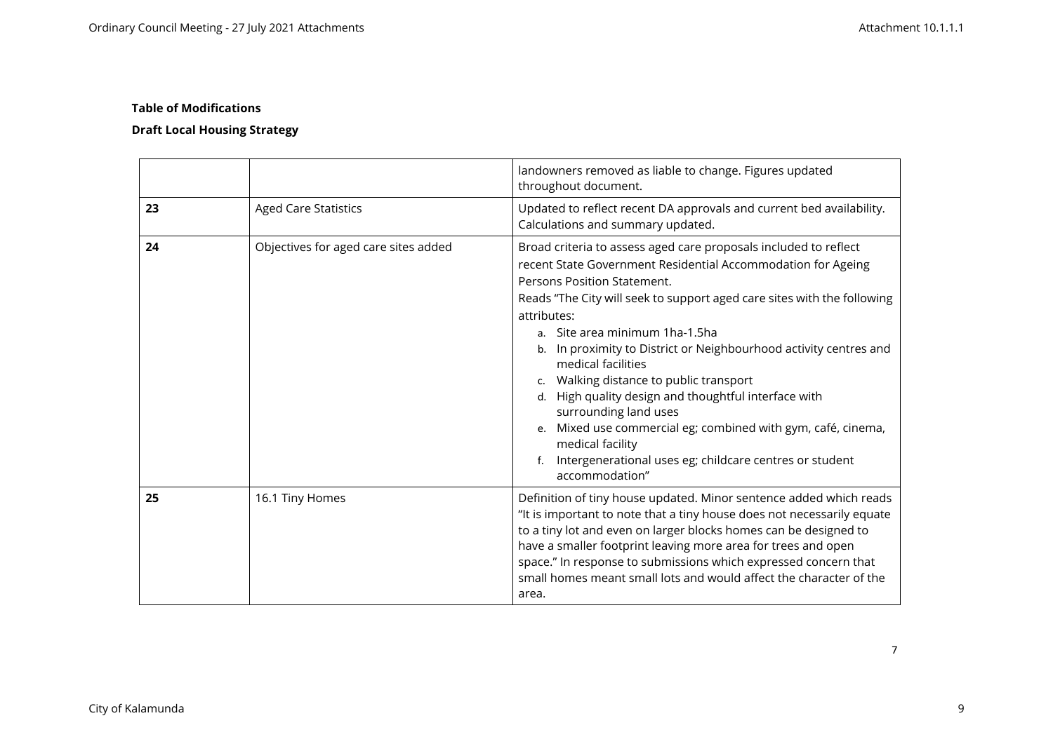**Table of Modifications**

**Draft Local Housing Strategy**

| | | |
|---|---|---|
| | | landowners removed as liable to change. Figures updated throughout document. |
| **23** | Aged Care Statistics | Updated to reflect recent DA approvals and current bed availability. Calculations and summary updated. |
| **24** | Objectives for aged care sites added | Broad criteria to assess aged care proposals included to reflect recent State Government Residential Accommodation for Ageing Persons Position Statement.<br>Reads "The City will seek to support aged care sites with the following attributes:<br>a. Site area minimum 1ha-1.5ha<br>b. In proximity to District or Neighbourhood activity centres and medical facilities<br>c. Walking distance to public transport<br>d. High quality design and thoughtful interface with surrounding land uses<br>e. Mixed use commercial eg; combined with gym, café, cinema, medical facility<br>f. Intergenerational uses eg; childcare centres or student accommodation" |
| **25** | 16.1 Tiny Homes | Definition of tiny house updated. Minor sentence added which reads "It is important to note that a tiny house does not necessarily equate to a tiny lot and even on larger blocks homes can be designed to have a smaller footprint leaving more area for trees and open space." In response to submissions which expressed concern that small homes meant small lots and would affect the character of the area. |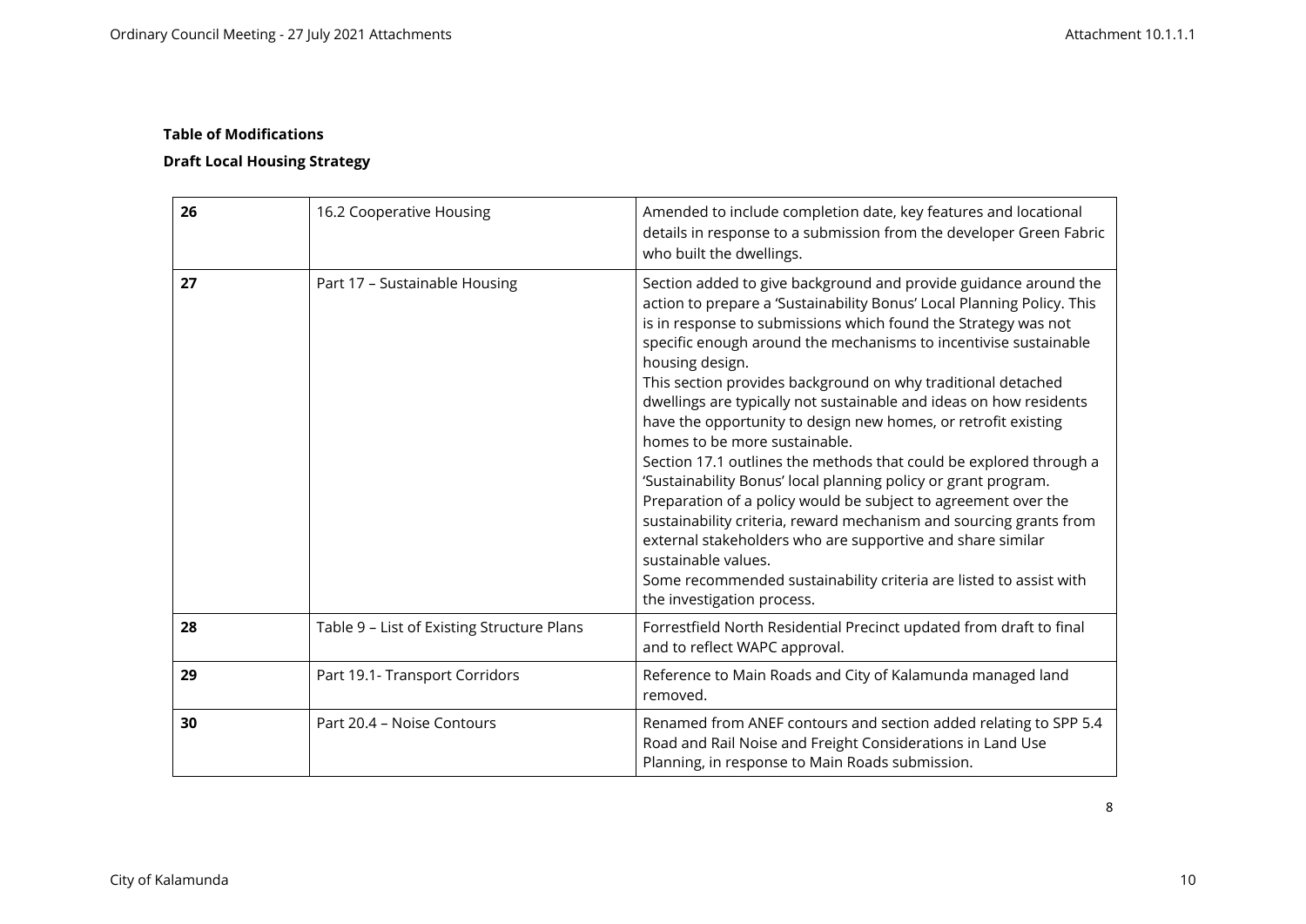**Table of Modifications**

**Draft Local Housing Strategy**

| | | |
|---|---|---|
| **26** | 16.2 Cooperative Housing | Amended to include completion date, key features and locational details in response to a submission from the developer Green Fabric who built the dwellings. |
| **27** | Part 17 – Sustainable Housing | Section added to give background and provide guidance around the action to prepare a 'Sustainability Bonus' Local Planning Policy. This is in response to submissions which found the Strategy was not specific enough around the mechanisms to incentivise sustainable housing design.<br>This section provides background on why traditional detached dwellings are typically not sustainable and ideas on how residents have the opportunity to design new homes, or retrofit existing homes to be more sustainable.<br>Section 17.1 outlines the methods that could be explored through a 'Sustainability Bonus' local planning policy or grant program. Preparation of a policy would be subject to agreement over the sustainability criteria, reward mechanism and sourcing grants from external stakeholders who are supportive and share similar sustainable values.<br>Some recommended sustainability criteria are listed to assist with the investigation process. |
| **28** | Table 9 – List of Existing Structure Plans | Forrestfield North Residential Precinct updated from draft to final and to reflect WAPC approval. |
| **29** | Part 19.1- Transport Corridors | Reference to Main Roads and City of Kalamunda managed land removed. |
| **30** | Part 20.4 – Noise Contours | Renamed from ANEF contours and section added relating to SPP 5.4 Road and Rail Noise and Freight Considerations in Land Use Planning, in response to Main Roads submission. |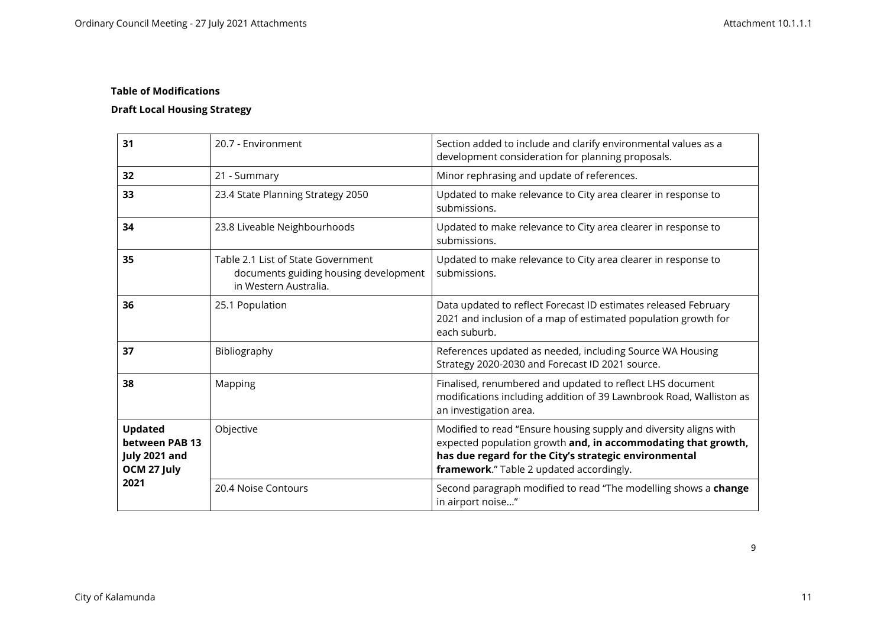**Table of Modifications**

**Draft Local Housing Strategy**

| | | |
|---|---|---|
| **31** | 20.7 - Environment | Section added to include and clarify environmental values as a development consideration for planning proposals. |
| **32** | 21 - Summary | Minor rephrasing and update of references. |
| **33** | 23.4 State Planning Strategy 2050 | Updated to make relevance to City area clearer in response to submissions. |
| **34** | 23.8 Liveable Neighbourhoods | Updated to make relevance to City area clearer in response to submissions. |
| **35** | Table 2.1 List of State Government documents guiding housing development in Western Australia. | Updated to make relevance to City area clearer in response to submissions. |
| **36** | 25.1 Population | Data updated to reflect Forecast ID estimates released February 2021 and inclusion of a map of estimated population growth for each suburb. |
| **37** | Bibliography | References updated as needed, including Source WA Housing Strategy 2020-2030 and Forecast ID 2021 source. |
| **38** | Mapping | Finalised, renumbered and updated to reflect LHS document modifications including addition of 39 Lawnbrook Road, Walliston as an investigation area. |
| **Updated between PAB 13 July 2021 and OCM 27 July 2021** | Objective | Modified to read "Ensure housing supply and diversity aligns with expected population growth **and, in accommodating that growth, has due regard for the City's strategic environmental framework**." Table 2 updated accordingly. |
| | 20.4 Noise Contours | Second paragraph modified to read "The modelling shows a **change** in airport noise…" |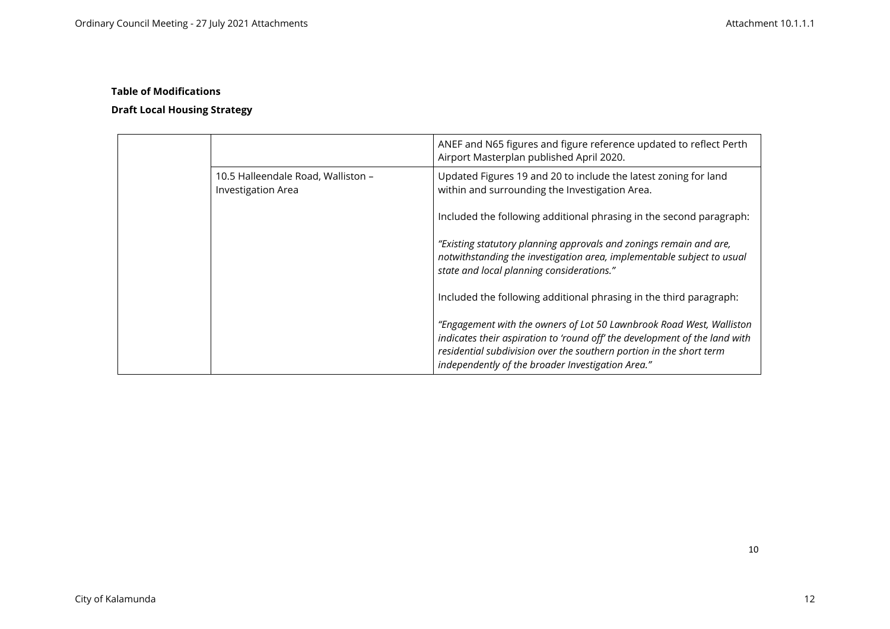**Table of Modifications**

**Draft Local Housing Strategy**

| | | |
|---|---|---|
| | | ANEF and N65 figures and figure reference updated to reflect Perth Airport Masterplan published April 2020. |
| | 10.5 Halleendale Road, Walliston – Investigation Area | Updated Figures 19 and 20 to include the latest zoning for land within and surrounding the Investigation Area.<br><br>Included the following additional phrasing in the second paragraph:<br><br>*"Existing statutory planning approvals and zonings remain and are, notwithstanding the investigation area, implementable subject to usual state and local planning considerations."*<br><br>Included the following additional phrasing in the third paragraph:<br><br>*"Engagement with the owners of Lot 50 Lawnbrook Road West, Walliston indicates their aspiration to 'round off' the development of the land with residential subdivision over the southern portion in the short term independently of the broader Investigation Area."* |